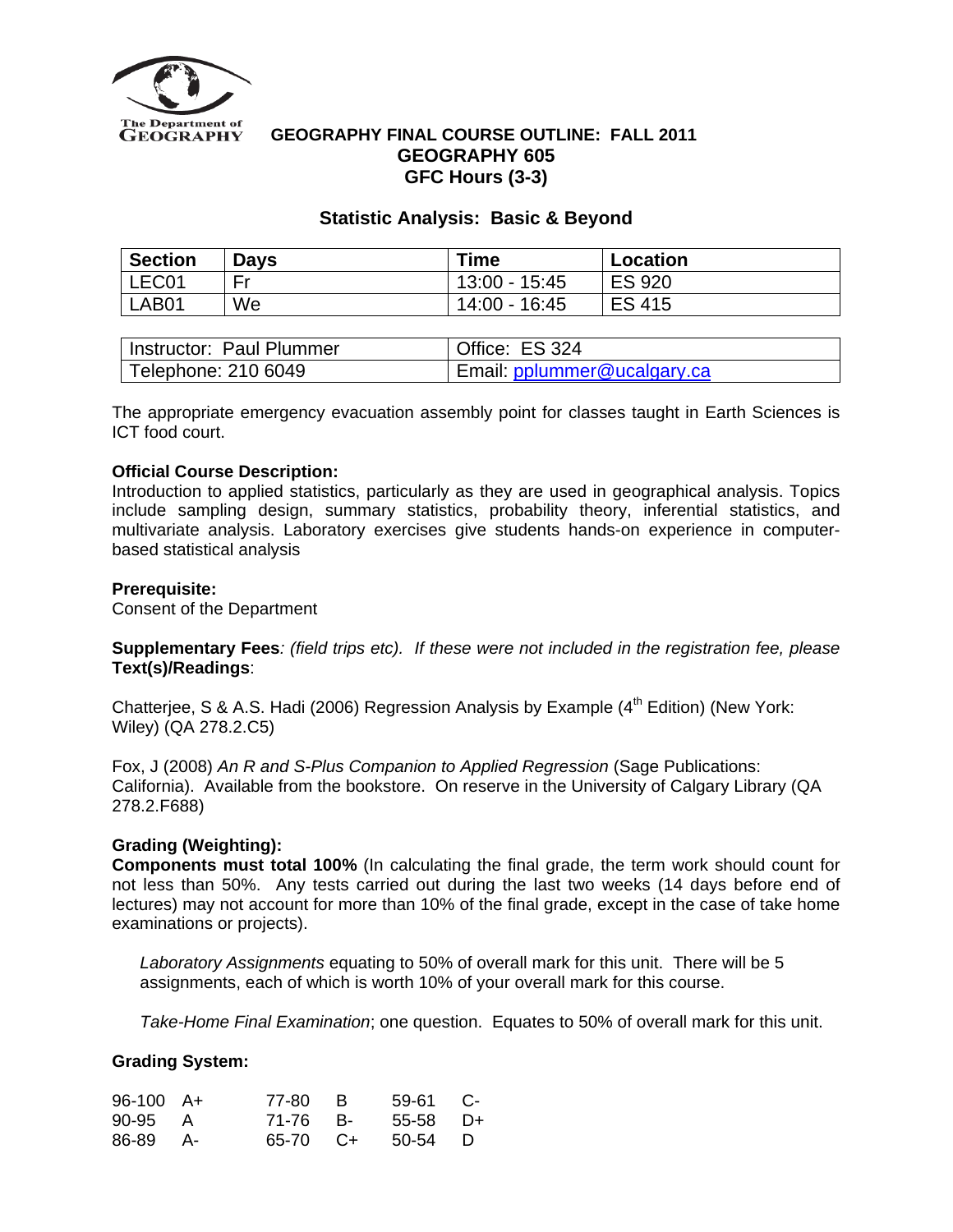The Department of GEOGRAPHY

# GEOGRAPHY FINAL COURSE OUTLINE: FALL 2011
# GEOGRAPHY 605
# GFC Hours (3-3)

## Statistic Analysis: Basic & Beyond

| Section | Days | Time | Location |
|---|---|---|---|
| LEC01 | Fr | 13:00 - 15:45 | ES 920 |
| LAB01 | We | 14:00 - 16:45 | ES 415 |

| Instructor: Paul Plummer | Office: ES 324 |
|---|---|
| Telephone: 210 6049 | Email: pplummer@ucalgary.ca |

The appropriate emergency evacuation assembly point for classes taught in Earth Sciences is ICT food court.

**Official Course Description:**
Introduction to applied statistics, particularly as they are used in geographical analysis. Topics include sampling design, summary statistics, probability theory, inferential statistics, and multivariate analysis. Laboratory exercises give students hands-on experience in computer-based statistical analysis

**Prerequisite:**
Consent of the Department

**Supplementary Fees***: (field trips etc). If these were not included in the registration fee, please*
**Text(s)/Readings**:

Chatterjee, S & A.S. Hadi (2006) Regression Analysis by Example (4th Edition) (New York: Wiley) (QA 278.2.C5)

Fox, J (2008) *An R and S-Plus Companion to Applied Regression* (Sage Publications: California). Available from the bookstore. On reserve in the University of Calgary Library (QA 278.2.F688)

**Grading (Weighting):**
**Components must total 100%** (In calculating the final grade, the term work should count for not less than 50%. Any tests carried out during the last two weeks (14 days before end of lectures) may not account for more than 10% of the final grade, except in the case of take home examinations or projects).

*Laboratory Assignments* equating to 50% of overall mark for this unit. There will be 5 assignments, each of which is worth 10% of your overall mark for this course.

*Take-Home Final Examination*; one question. Equates to 50% of overall mark for this unit.

**Grading System:**

| | | | | | |
|---|---|---|---|---|---|
| 96-100 | A+ | 77-80 | B | 59-61 | C- |
| 90-95 | A | 71-76 | B- | 55-58 | D+ |
| 86-89 | A- | 65-70 | C+ | 50-54 | D |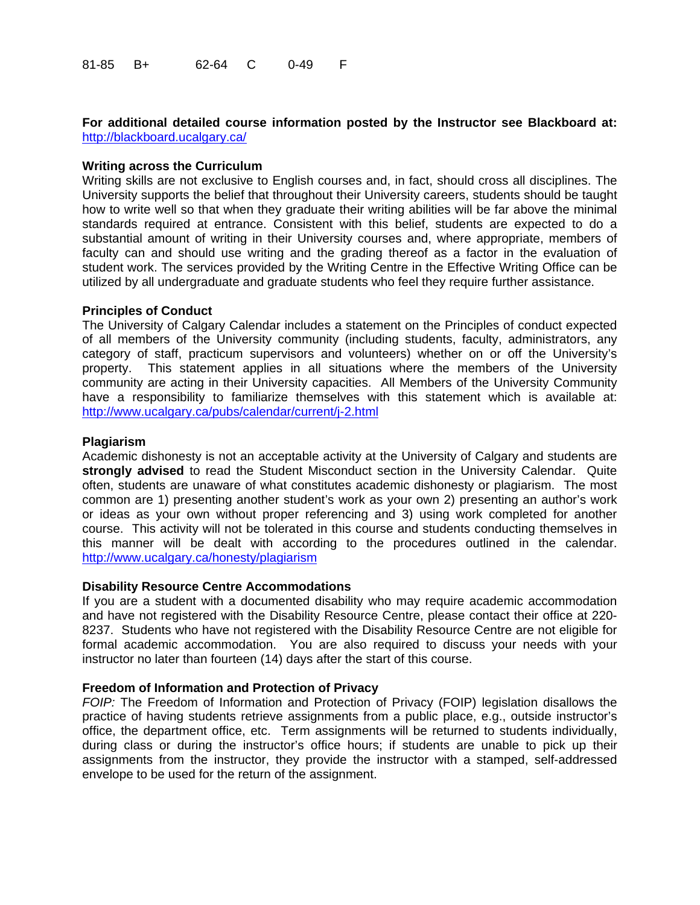| 81-85 | B+ | 62-64 | C | 0-49 | F |
|---|---|---|---|---|---|

**For additional detailed course information posted by the Instructor see Blackboard at:** http://blackboard.ucalgary.ca/

**Writing across the Curriculum**

Writing skills are not exclusive to English courses and, in fact, should cross all disciplines. The University supports the belief that throughout their University careers, students should be taught how to write well so that when they graduate their writing abilities will be far above the minimal standards required at entrance. Consistent with this belief, students are expected to do a substantial amount of writing in their University courses and, where appropriate, members of faculty can and should use writing and the grading thereof as a factor in the evaluation of student work. The services provided by the Writing Centre in the Effective Writing Office can be utilized by all undergraduate and graduate students who feel they require further assistance.

**Principles of Conduct**

The University of Calgary Calendar includes a statement on the Principles of conduct expected of all members of the University community (including students, faculty, administrators, any category of staff, practicum supervisors and volunteers) whether on or off the University's property. This statement applies in all situations where the members of the University community are acting in their University capacities. All Members of the University Community have a responsibility to familiarize themselves with this statement which is available at: http://www.ucalgary.ca/pubs/calendar/current/j-2.html

**Plagiarism**

Academic dishonesty is not an acceptable activity at the University of Calgary and students are **strongly advised** to read the Student Misconduct section in the University Calendar. Quite often, students are unaware of what constitutes academic dishonesty or plagiarism. The most common are 1) presenting another student's work as your own 2) presenting an author's work or ideas as your own without proper referencing and 3) using work completed for another course. This activity will not be tolerated in this course and students conducting themselves in this manner will be dealt with according to the procedures outlined in the calendar. http://www.ucalgary.ca/honesty/plagiarism

**Disability Resource Centre Accommodations**

If you are a student with a documented disability who may require academic accommodation and have not registered with the Disability Resource Centre, please contact their office at 220-8237. Students who have not registered with the Disability Resource Centre are not eligible for formal academic accommodation. You are also required to discuss your needs with your instructor no later than fourteen (14) days after the start of this course.

**Freedom of Information and Protection of Privacy**

*FOIP:* The Freedom of Information and Protection of Privacy (FOIP) legislation disallows the practice of having students retrieve assignments from a public place, e.g., outside instructor's office, the department office, etc. Term assignments will be returned to students individually, during class or during the instructor's office hours; if students are unable to pick up their assignments from the instructor, they provide the instructor with a stamped, self-addressed envelope to be used for the return of the assignment.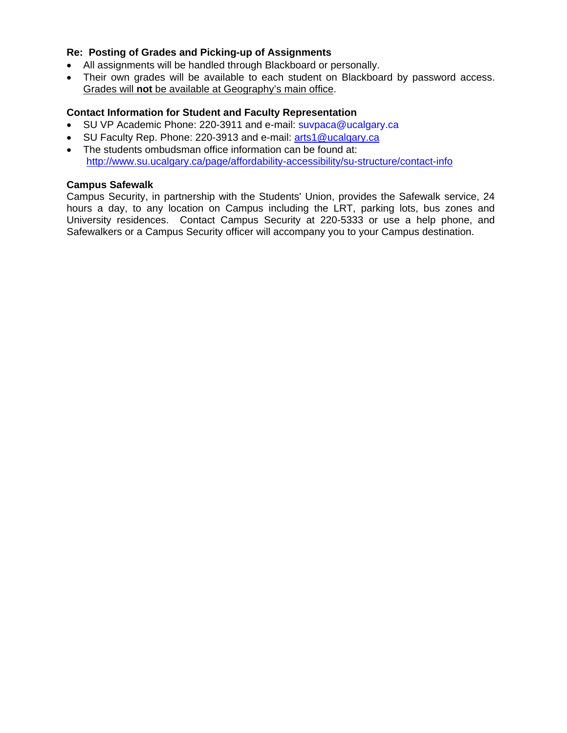**Re: Posting of Grades and Picking-up of Assignments**

- All assignments will be handled through Blackboard or personally.
- Their own grades will be available to each student on Blackboard by password access. Grades will **not** be available at Geography's main office.

**Contact Information for Student and Faculty Representation**

- SU VP Academic Phone: 220-3911 and e-mail: suvpaca@ucalgary.ca
- SU Faculty Rep. Phone: 220-3913 and e-mail: arts1@ucalgary.ca
- The students ombudsman office information can be found at: http://www.su.ucalgary.ca/page/affordability-accessibility/su-structure/contact-info

**Campus Safewalk**

Campus Security, in partnership with the Students' Union, provides the Safewalk service, 24 hours a day, to any location on Campus including the LRT, parking lots, bus zones and University residences. Contact Campus Security at 220-5333 or use a help phone, and Safewalkers or a Campus Security officer will accompany you to your Campus destination.